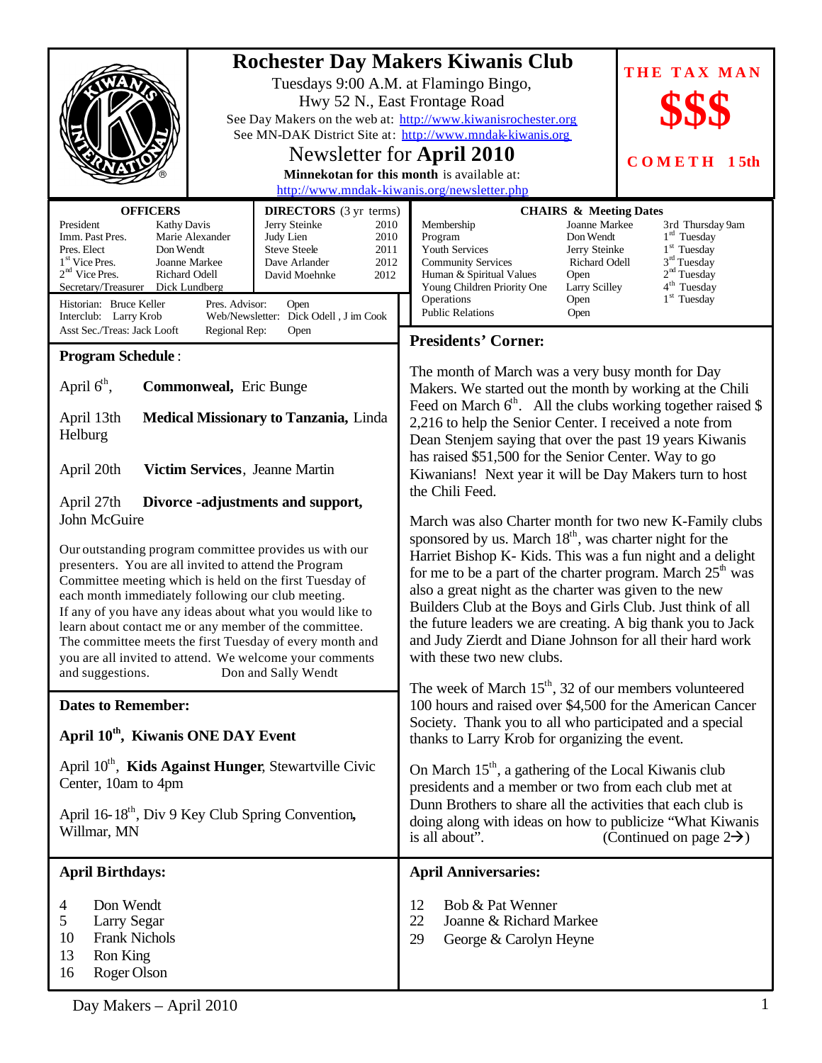# Rochester Day Makers Kiwanis Club

Tuesdays 9:00 A.M. at Flamingo Bingo,
Hwy 52 N., East Frontage Road

See Day Makers on the web at: http://www.kiwanisrochester.org
See MN-DAK District Site at: http://www.mndak-kiwanis.org

## Newsletter for **April 2010**

**Minnekotan for this month** is available at:
http://www.mndak-kiwanis.org/newsletter.php

**THE TAX MAN**

**$$$**

**COMETH 15th**

| **OFFICERS** | |
|---|---|
| President | Kathy Davis |
| Imm. Past Pres. | Marie Alexander |
| Pres. Elect | Don Wendt |
| 1st Vice Pres. | Joanne Markee |
| 2nd Vice Pres. | Richard Odell |
| Secretary/Treasurer | Dick Lundberg |

| **DIRECTORS** (3 yr terms) | |
|---|---|
| Jerry Steinke | 2010 |
| Judy Lien | 2010 |
| Steve Steele | 2011 |
| Dave Arlander | 2012 |
| David Moehnke | 2012 |

Historian: Bruce Keller — Pres. Advisor: Open
Interclub: Larry Krob — Web/Newsletter: Dick Odell, Jim Cook
Asst Sec./Treas: Jack Looft — Regional Rep: Open

| **CHAIRS & Meeting Dates** | | |
|---|---|---|
| Membership | Joanne Markee | 3rd Thursday 9am |
| Program | Don Wendt | 1st Tuesday |
| Youth Services | Jerry Steinke | 1st Tuesday |
| Community Services | Richard Odell | 3rd Tuesday |
| Human & Spiritual Values | Open | 2nd Tuesday |
| Young Children Priority One | Larry Scilley | 4th Tuesday |
| Operations | Open | 1st Tuesday |
| Public Relations | Open | |

## Program Schedule:

April 6th, **Commonweal,** Eric Bunge

April 13th **Medical Missionary to Tanzania,** Linda Helburg

April 20th **Victim Services**, Jeanne Martin

April 27th **Divorce -adjustments and support,** John McGuire

Our outstanding program committee provides us with our presenters. You are all invited to attend the Program Committee meeting which is held on the first Tuesday of each month immediately following our club meeting. If any of you have any ideas about what you would like to learn about contact me or any member of the committee. The committee meets the first Tuesday of every month and you are all invited to attend. We welcome your comments and suggestions. Don and Sally Wendt

## Dates to Remember:

**April 10th, Kiwanis ONE DAY Event**

April 10th, **Kids Against Hunger**, Stewartville Civic Center, 10am to 4pm

April 16-18th, Div 9 Key Club Spring Convention**,** Willmar, MN

## Presidents' Corner:

The month of March was a very busy month for Day Makers. We started out the month by working at the Chili Feed on March 6th. All the clubs working together raised $ 2,216 to help the Senior Center. I received a note from Dean Stenjem saying that over the past 19 years Kiwanis has raised $51,500 for the Senior Center. Way to go Kiwanians! Next year it will be Day Makers turn to host the Chili Feed.

March was also Charter month for two new K-Family clubs sponsored by us. March 18th, was charter night for the Harriet Bishop K- Kids. This was a fun night and a delight for me to be a part of the charter program. March 25th was also a great night as the charter was given to the new Builders Club at the Boys and Girls Club. Just think of all the future leaders we are creating. A big thank you to Jack and Judy Zierdt and Diane Johnson for all their hard work with these two new clubs.

The week of March 15th, 32 of our members volunteered 100 hours and raised over $4,500 for the American Cancer Society. Thank you to all who participated and a special thanks to Larry Krob for organizing the event.

On March 15th, a gathering of the Local Kiwanis club presidents and a member or two from each club met at Dunn Brothers to share all the activities that each club is doing along with ideas on how to publicize "What Kiwanis is all about". (Continued on page 2→)

## April Birthdays:

| | |
|---|---|
| 4 | Don Wendt |
| 5 | Larry Segar |
| 10 | Frank Nichols |
| 13 | Ron King |
| 16 | Roger Olson |

## April Anniversaries:

| | |
|---|---|
| 12 | Bob & Pat Wenner |
| 22 | Joanne & Richard Markee |
| 29 | George & Carolyn Heyne |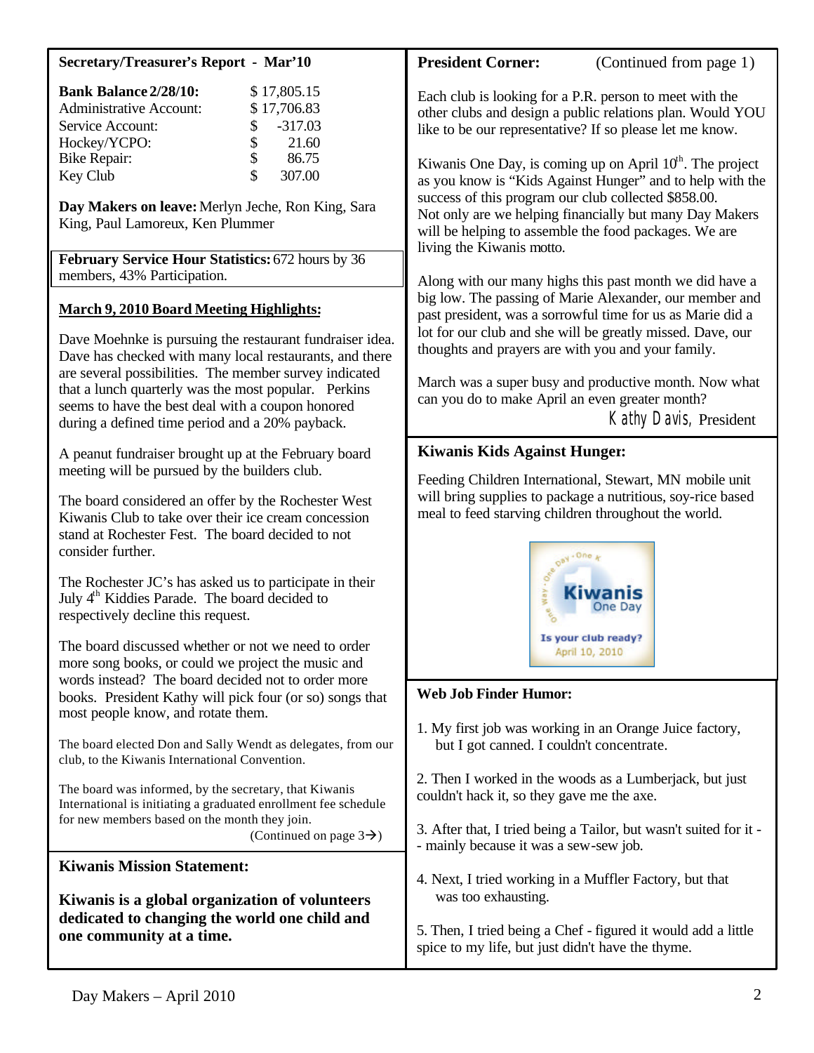## Secretary/Treasurer's Report - Mar'10

| | |
|---|---|
| **Bank Balance 2/28/10:** | $ 17,805.15 |
| Administrative Account: | $ 17,706.83 |
| Service Account: | $ -317.03 |
| Hockey/YCPO: | $ 21.60 |
| Bike Repair: | $ 86.75 |
| Key Club | $ 307.00 |

**Day Makers on leave:** Merlyn Jeche, Ron King, Sara King, Paul Lamoreux, Ken Plummer

**February Service Hour Statistics:** 672 hours by 36 members, 43% Participation.

### March 9, 2010 Board Meeting Highlights:

Dave Moehnke is pursuing the restaurant fundraiser idea. Dave has checked with many local restaurants, and there are several possibilities. The member survey indicated that a lunch quarterly was the most popular. Perkins seems to have the best deal with a coupon honored during a defined time period and a 20% payback.

A peanut fundraiser brought up at the February board meeting will be pursued by the builders club.

The board considered an offer by the Rochester West Kiwanis Club to take over their ice cream concession stand at Rochester Fest. The board decided to not consider further.

The Rochester JC's has asked us to participate in their July 4th Kiddies Parade. The board decided to respectively decline this request.

The board discussed whether or not we need to order more song books, or could we project the music and words instead? The board decided not to order more books. President Kathy will pick four (or so) songs that most people know, and rotate them.

The board elected Don and Sally Wendt as delegates, from our club, to the Kiwanis International Convention.

The board was informed, by the secretary, that Kiwanis International is initiating a graduated enrollment fee schedule for new members based on the month they join.

(Continued on page 3→)

### Kiwanis Mission Statement:

**Kiwanis is a global organization of volunteers dedicated to changing the world one child and one community at a time.**

### President Corner: (Continued from page 1)

Each club is looking for a P.R. person to meet with the other clubs and design a public relations plan. Would YOU like to be our representative? If so please let me know.

Kiwanis One Day, is coming up on April 10th. The project as you know is "Kids Against Hunger" and to help with the success of this program our club collected $858.00. Not only are we helping financially but many Day Makers will be helping to assemble the food packages. We are living the Kiwanis motto.

Along with our many highs this past month we did have a big low. The passing of Marie Alexander, our member and past president, was a sorrowful time for us as Marie did a lot for our club and she will be greatly missed. Dave, our thoughts and prayers are with you and your family.

March was a super busy and productive month. Now what can you do to make April an even greater month?

*Kathy Davis*, President

### Kiwanis Kids Against Hunger:

Feeding Children International, Stewart, MN mobile unit will bring supplies to package a nutritious, soy-rice based meal to feed starving children throughout the world.

One Day · One K · One Way · Kiwanis One Day — Is your club ready? April 10, 2010

### Web Job Finder Humor:

1. My first job was working in an Orange Juice factory, but I got canned. I couldn't concentrate.

2. Then I worked in the woods as a Lumberjack, but just couldn't hack it, so they gave me the axe.

3. After that, I tried being a Tailor, but wasn't suited for it -- mainly because it was a sew-sew job.

4. Next, I tried working in a Muffler Factory, but that was too exhausting.

5. Then, I tried being a Chef - figured it would add a little spice to my life, but just didn't have the thyme.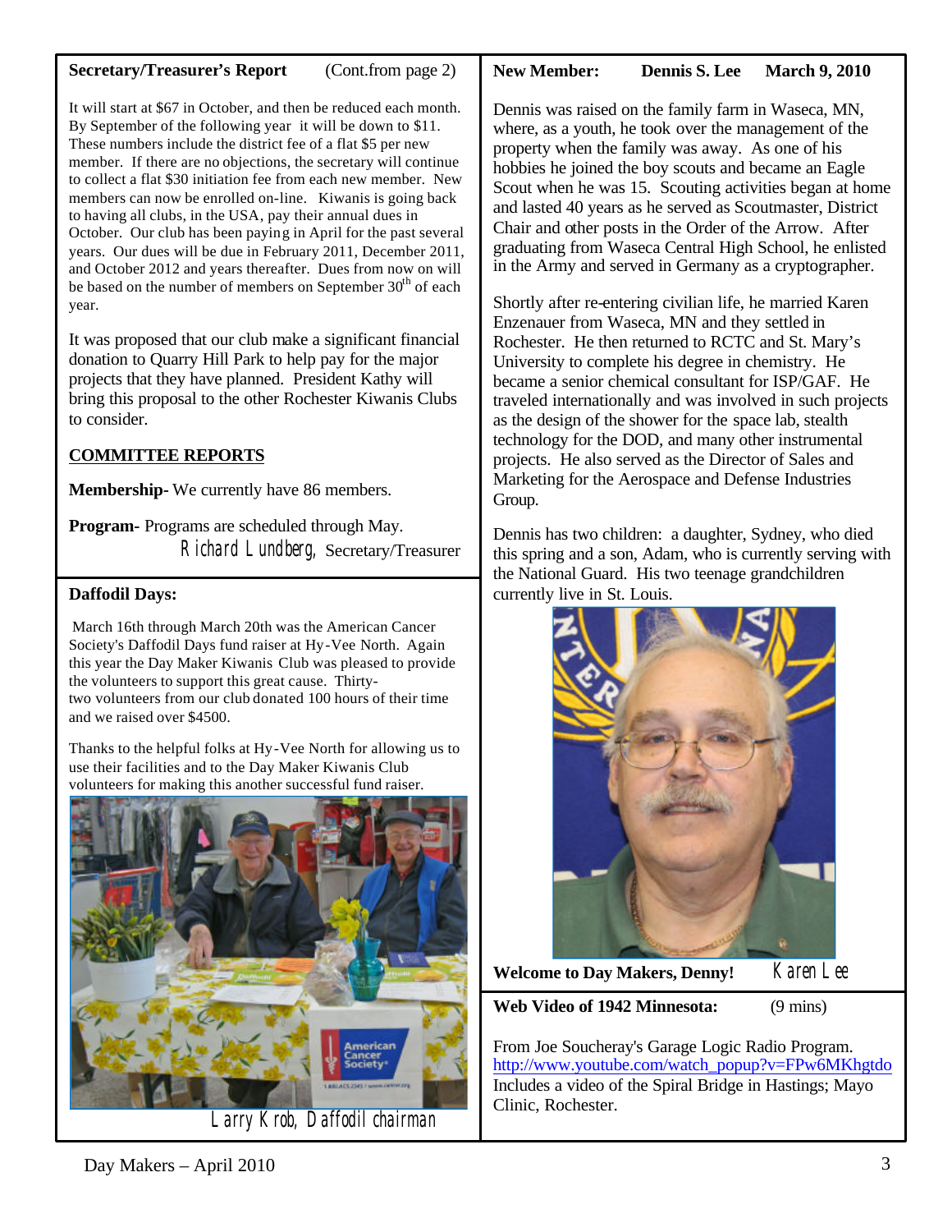## Secretary/Treasurer's Report (Cont.from page 2)

It will start at $67 in October, and then be reduced each month. By September of the following year it will be down to $11. These numbers include the district fee of a flat $5 per new member. If there are no objections, the secretary will continue to collect a flat $30 initiation fee from each new member. New members can now be enrolled on-line. Kiwanis is going back to having all clubs, in the USA, pay their annual dues in October. Our club has been paying in April for the past several years. Our dues will be due in February 2011, December 2011, and October 2012 and years thereafter. Dues from now on will be based on the number of members on September 30th of each year.

It was proposed that our club make a significant financial donation to Quarry Hill Park to help pay for the major projects that they have planned. President Kathy will bring this proposal to the other Rochester Kiwanis Clubs to consider.

**COMMITTEE REPORTS**

**Membership-** We currently have 86 members.

**Program-** Programs are scheduled through May.

Richard Lundberg, Secretary/Treasurer

## Daffodil Days:

March 16th through March 20th was the American Cancer Society's Daffodil Days fund raiser at Hy-Vee North. Again this year the Day Maker Kiwanis Club was pleased to provide the volunteers to support this great cause. Thirty-two volunteers from our club donated 100 hours of their time and we raised over $4500.

Thanks to the helpful folks at Hy-Vee North for allowing us to use their facilities and to the Day Maker Kiwanis Club volunteers for making this another successful fund raiser.

Larry Krob, Daffodil chairman

## New Member: Dennis S. Lee March 9, 2010

Dennis was raised on the family farm in Waseca, MN, where, as a youth, he took over the management of the property when the family was away. As one of his hobbies he joined the boy scouts and became an Eagle Scout when he was 15. Scouting activities began at home and lasted 40 years as he served as Scoutmaster, District Chair and other posts in the Order of the Arrow. After graduating from Waseca Central High School, he enlisted in the Army and served in Germany as a cryptographer.

Shortly after re-entering civilian life, he married Karen Enzenauer from Waseca, MN and they settled in Rochester. He then returned to RCTC and St. Mary's University to complete his degree in chemistry. He became a senior chemical consultant for ISP/GAF. He traveled internationally and was involved in such projects as the design of the shower for the space lab, stealth technology for the DOD, and many other instrumental projects. He also served as the Director of Sales and Marketing for the Aerospace and Defense Industries Group.

Dennis has two children: a daughter, Sydney, who died this spring and a son, Adam, who is currently serving with the National Guard. His two teenage grandchildren currently live in St. Louis.

**Welcome to Day Makers, Denny!** Karen Lee

## Web Video of 1942 Minnesota: (9 mins)

From Joe Soucheray's Garage Logic Radio Program.
http://www.youtube.com/watch_popup?v=FPw6MKhgtdo
Includes a video of the Spiral Bridge in Hastings; Mayo Clinic, Rochester.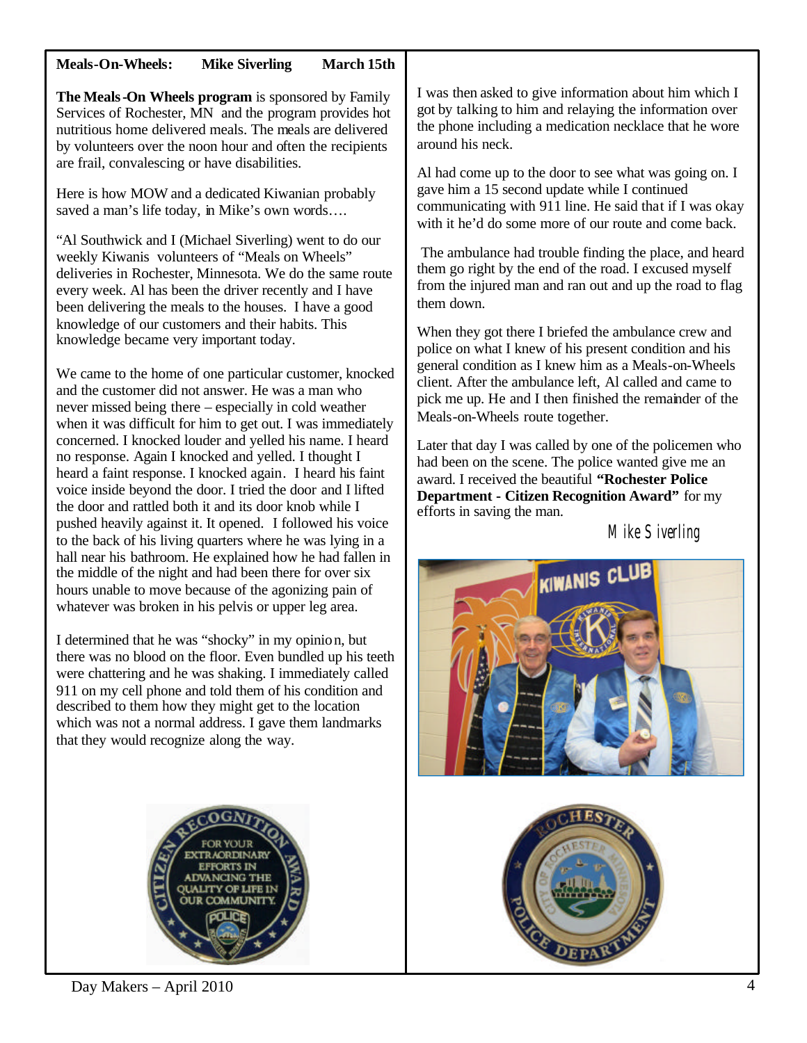**Meals-On-Wheels: Mike Siverling March 15th**

**The Meals-On Wheels program** is sponsored by Family Services of Rochester, MN and the program provides hot nutritious home delivered meals. The meals are delivered by volunteers over the noon hour and often the recipients are frail, convalescing or have disabilities.

Here is how MOW and a dedicated Kiwanian probably saved a man's life today, in Mike's own words….

"Al Southwick and I (Michael Siverling) went to do our weekly Kiwanis volunteers of "Meals on Wheels" deliveries in Rochester, Minnesota. We do the same route every week. Al has been the driver recently and I have been delivering the meals to the houses. I have a good knowledge of our customers and their habits. This knowledge became very important today.

We came to the home of one particular customer, knocked and the customer did not answer. He was a man who never missed being there – especially in cold weather when it was difficult for him to get out. I was immediately concerned. I knocked louder and yelled his name. I heard no response. Again I knocked and yelled. I thought I heard a faint response. I knocked again. I heard his faint voice inside beyond the door. I tried the door and I lifted the door and rattled both it and its door knob while I pushed heavily against it. It opened. I followed his voice to the back of his living quarters where he was lying in a hall near his bathroom. He explained how he had fallen in the middle of the night and had been there for over six hours unable to move because of the agonizing pain of whatever was broken in his pelvis or upper leg area.

I determined that he was "shocky" in my opinion, but there was no blood on the floor. Even bundled up his teeth were chattering and he was shaking. I immediately called 911 on my cell phone and told them of his condition and described to them how they might get to the location which was not a normal address. I gave them landmarks that they would recognize along the way.

I was then asked to give information about him which I got by talking to him and relaying the information over the phone including a medication necklace that he wore around his neck.

Al had come up to the door to see what was going on. I gave him a 15 second update while I continued communicating with 911 line. He said that if I was okay with it he'd do some more of our route and come back.

The ambulance had trouble finding the place, and heard them go right by the end of the road. I excused myself from the injured man and ran out and up the road to flag them down.

When they got there I briefed the ambulance crew and police on what I knew of his present condition and his general condition as I knew him as a Meals-on-Wheels client. After the ambulance left, Al called and came to pick me up. He and I then finished the remainder of the Meals-on-Wheels route together.

Later that day I was called by one of the policemen who had been on the scene. The police wanted give me an award. I received the beautiful **"Rochester Police Department - Citizen Recognition Award"** for my efforts in saving the man.

*Mike Siverling*